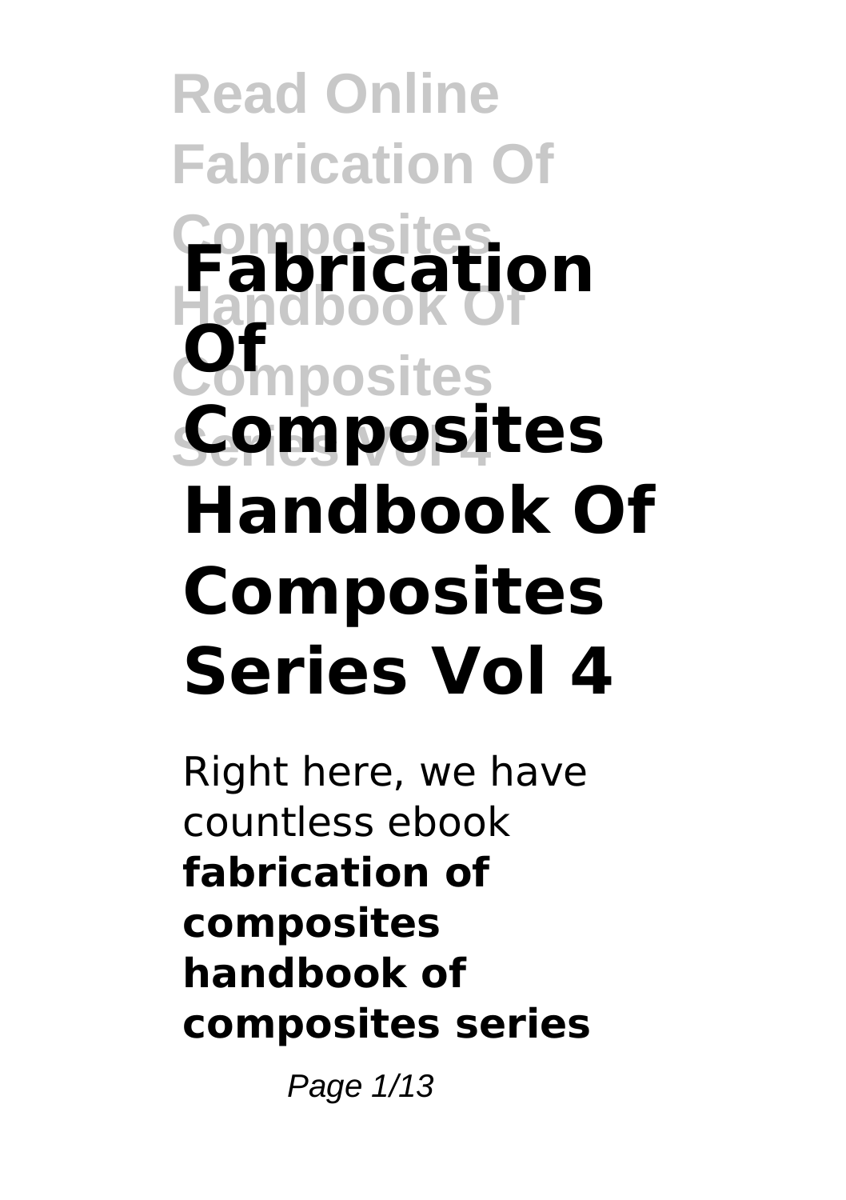# Fabrication Of Composites Handbook Of Composites Series Vol 4

Right here, we have countless ebook **fabrication of composites handbook of composites series**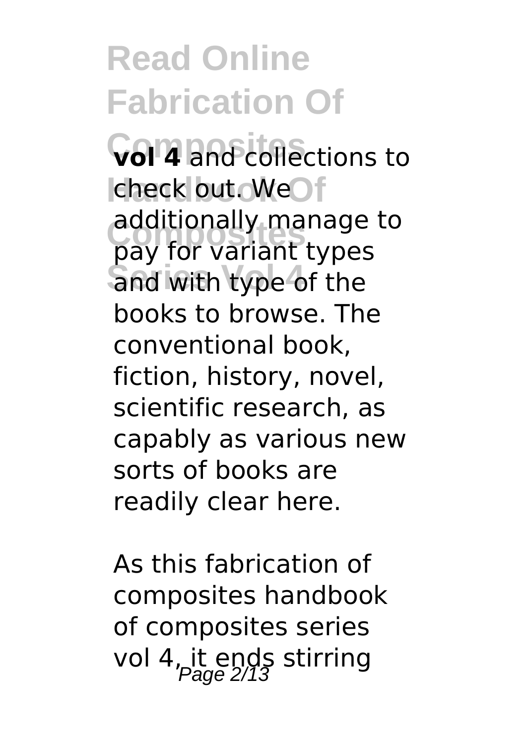**vol 4** and collections to check out. We additionally manage to pay for variant types and with type of the books to browse. The conventional book, fiction, history, novel, scientific research, as capably as various new sorts of books are readily clear here.

As this fabrication of composites handbook of composites series vol 4, it ends stirring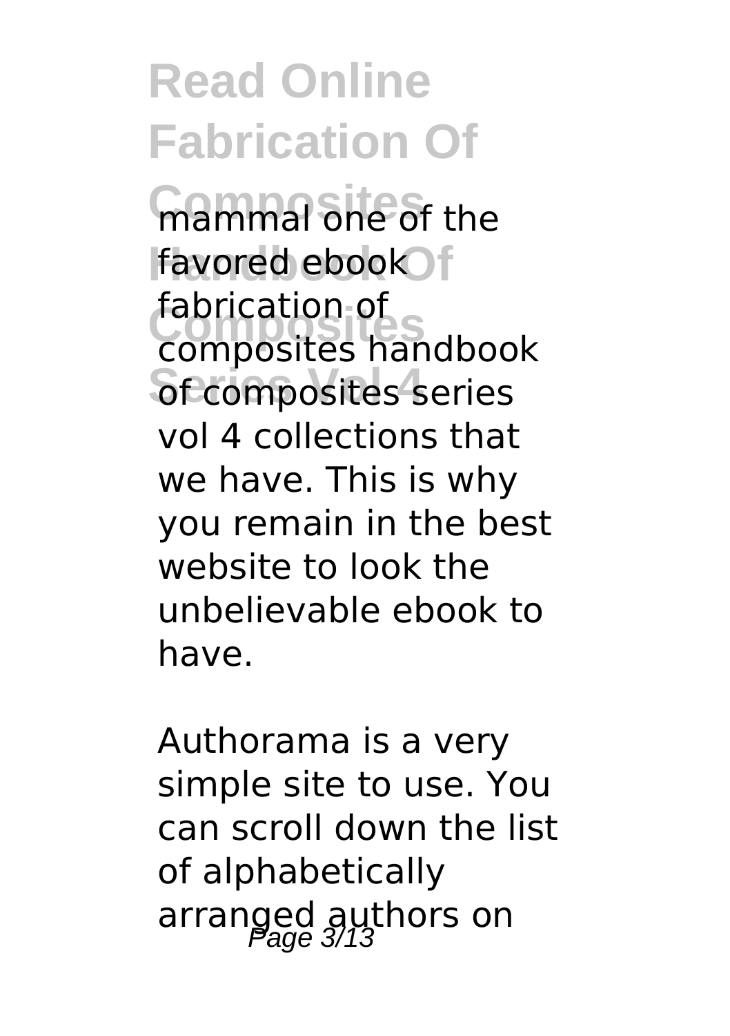mammal one of the favored ebook fabrication of composites handbook of composites series vol 4 collections that we have. This is why you remain in the best website to look the unbelievable ebook to have.

Authorama is a very simple site to use. You can scroll down the list of alphabetically arranged authors on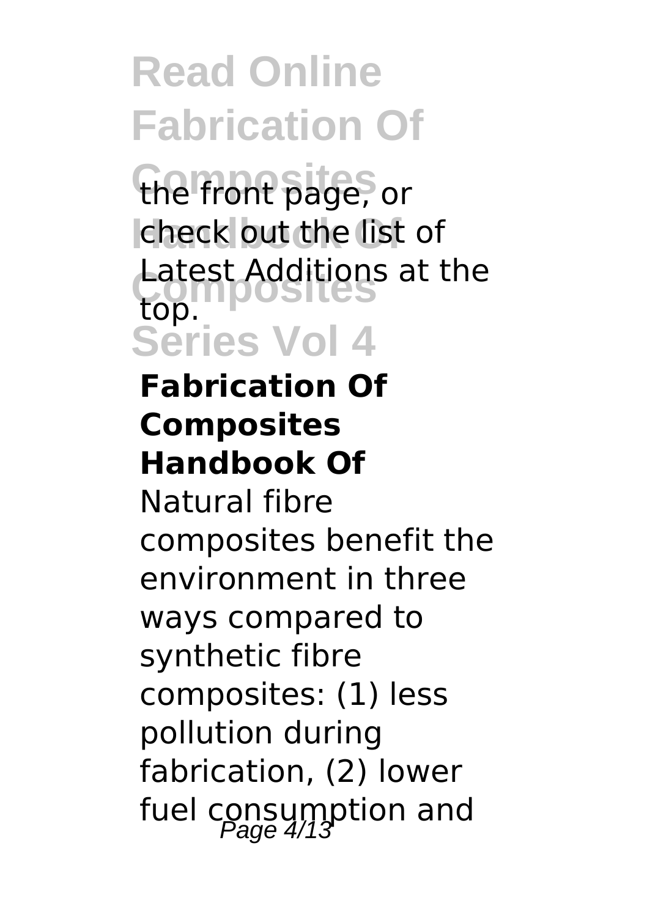the front page, or check out the list of Latest Additions at the top.

### Fabrication Of Composites Handbook Of

Natural fibre composites benefit the environment in three ways compared to synthetic fibre composites: (1) less pollution during fabrication, (2) lower fuel consumption and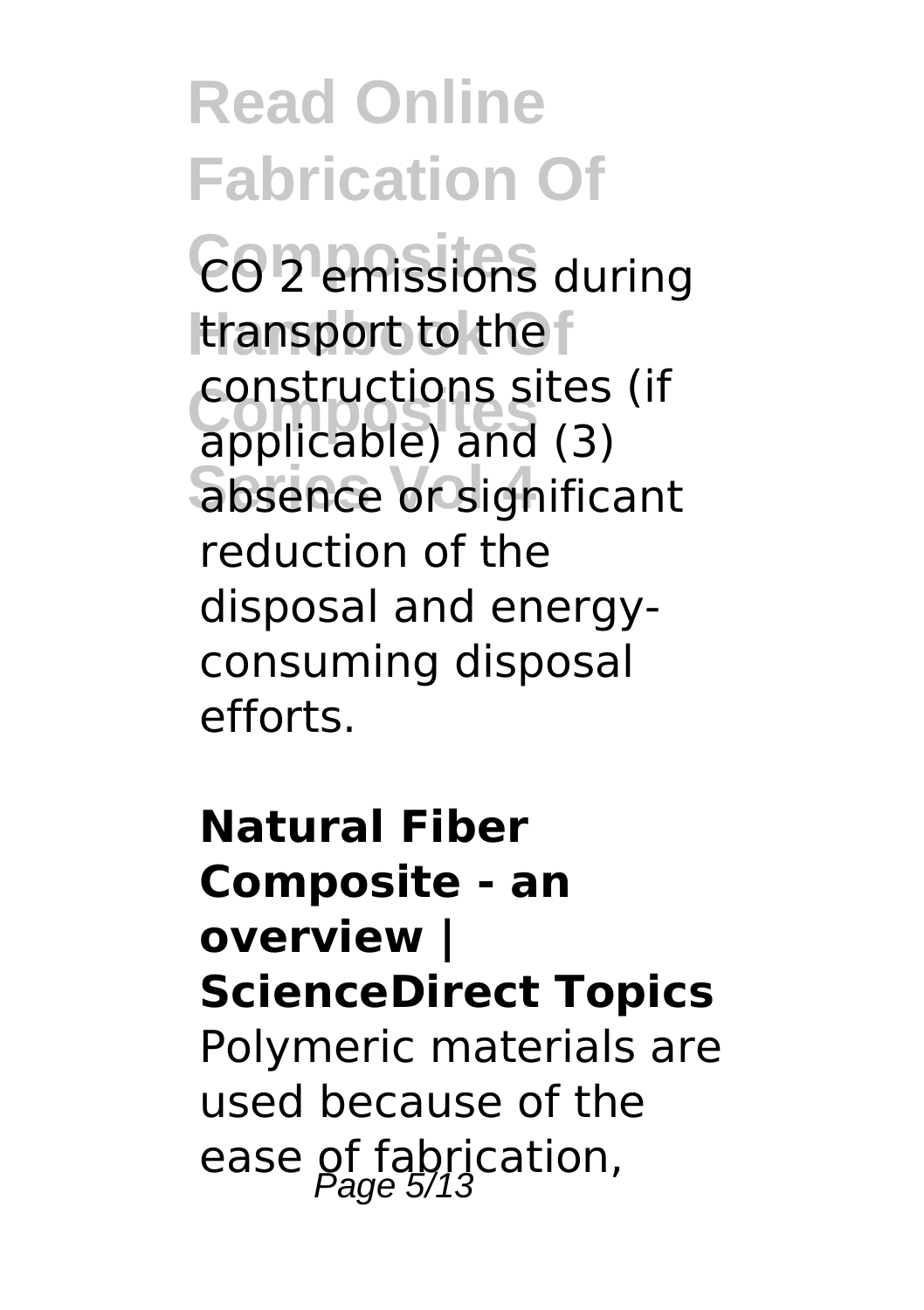$CO_2$ emissions during transport to the constructions sites (if applicable) and (3) absence or significant reduction of the disposal and energy-consuming disposal efforts.

**Natural Fiber Composite - an overview | ScienceDirect Topics**

Polymeric materials are used because of the ease of fabrication,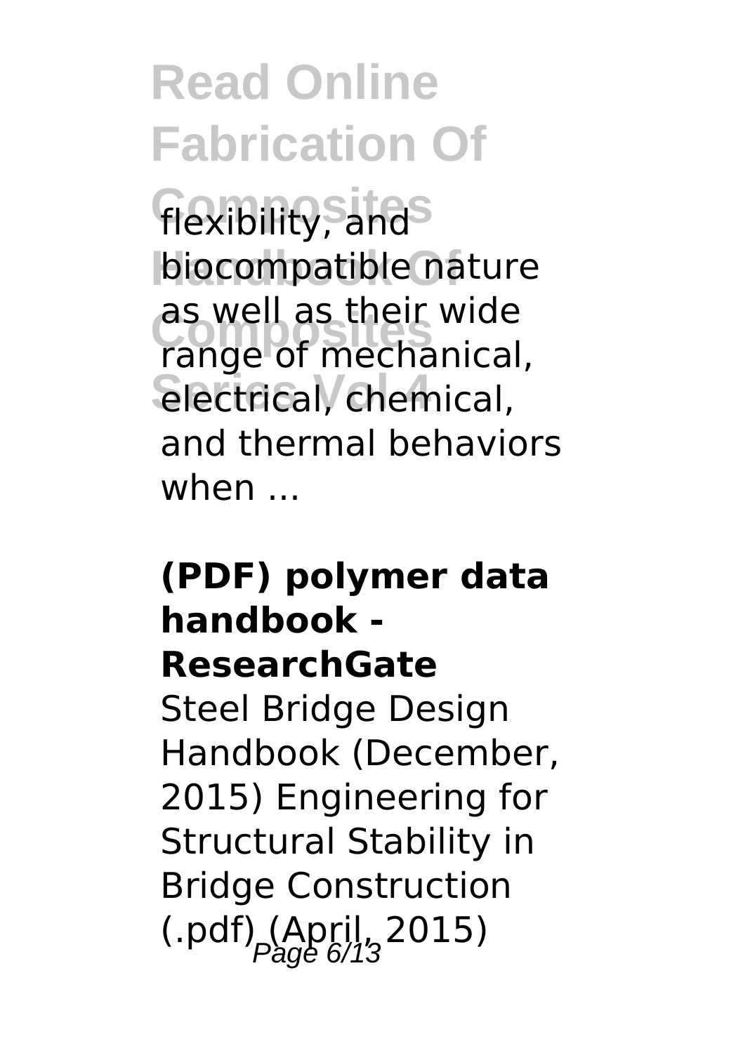flexibility, and biocompatible nature as well as their wide range of mechanical, electrical, chemical, and thermal behaviors when ...

## (PDF) polymer data handbook - ResearchGate

Steel Bridge Design Handbook (December, 2015) Engineering for Structural Stability in Bridge Construction (.pdf) (April, 2015)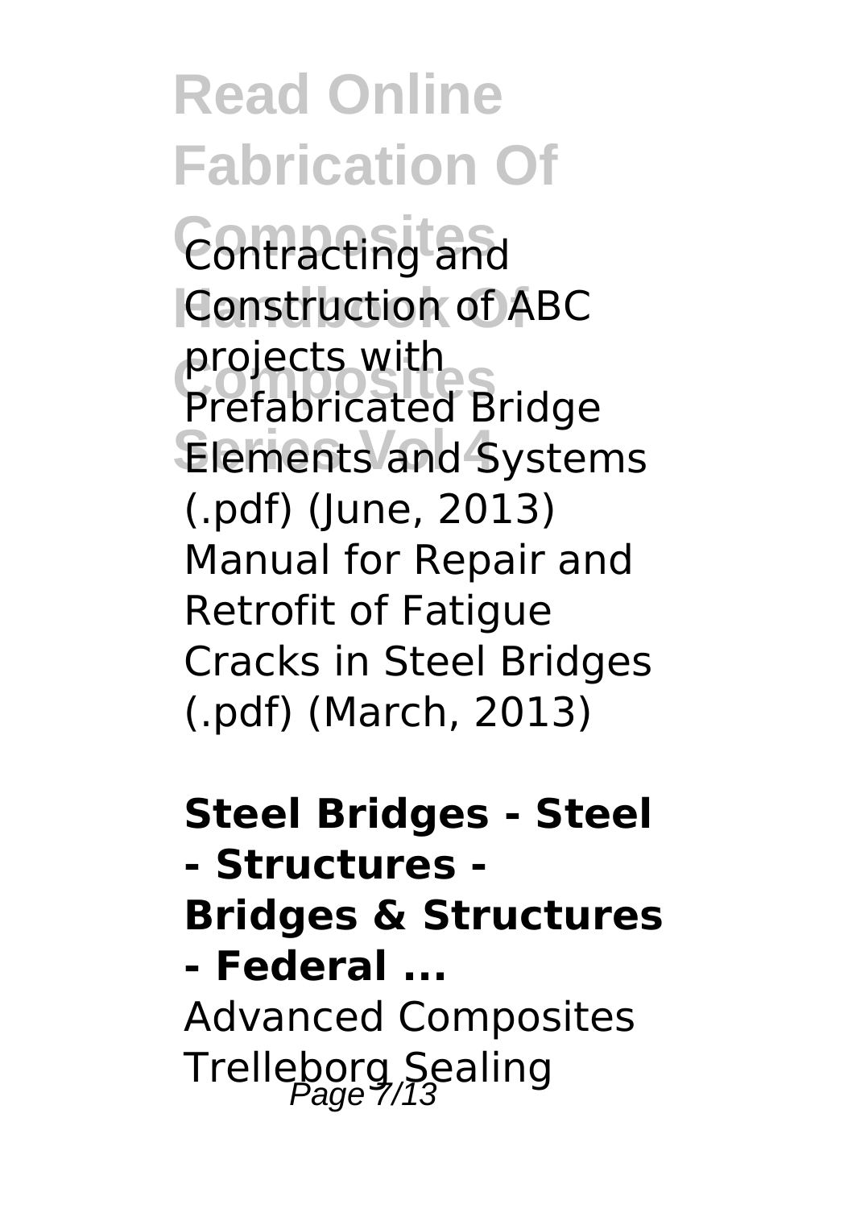Contracting and Construction of ABC projects with Prefabricated Bridge Elements and Systems (.pdf) (June, 2013) Manual for Repair and Retrofit of Fatigue Cracks in Steel Bridges (.pdf) (March, 2013)

**Steel Bridges - Steel - Structures - Bridges & Structures - Federal ...**

Advanced Composites Trelleborg Sealing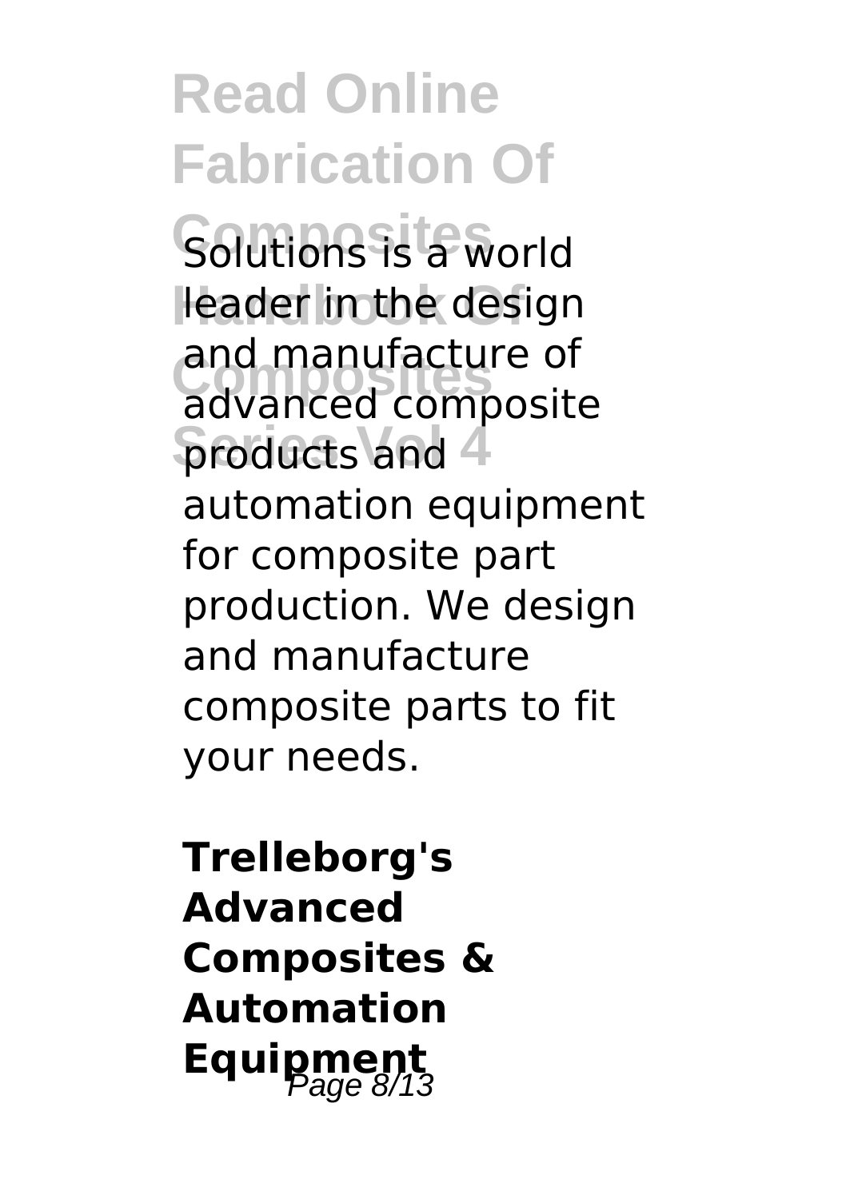Solutions is a world leader in the design and manufacture of advanced composite products and automation equipment for composite part production. We design and manufacture composite parts to fit your needs.

**Trelleborg's Advanced Composites & Automation Equipment**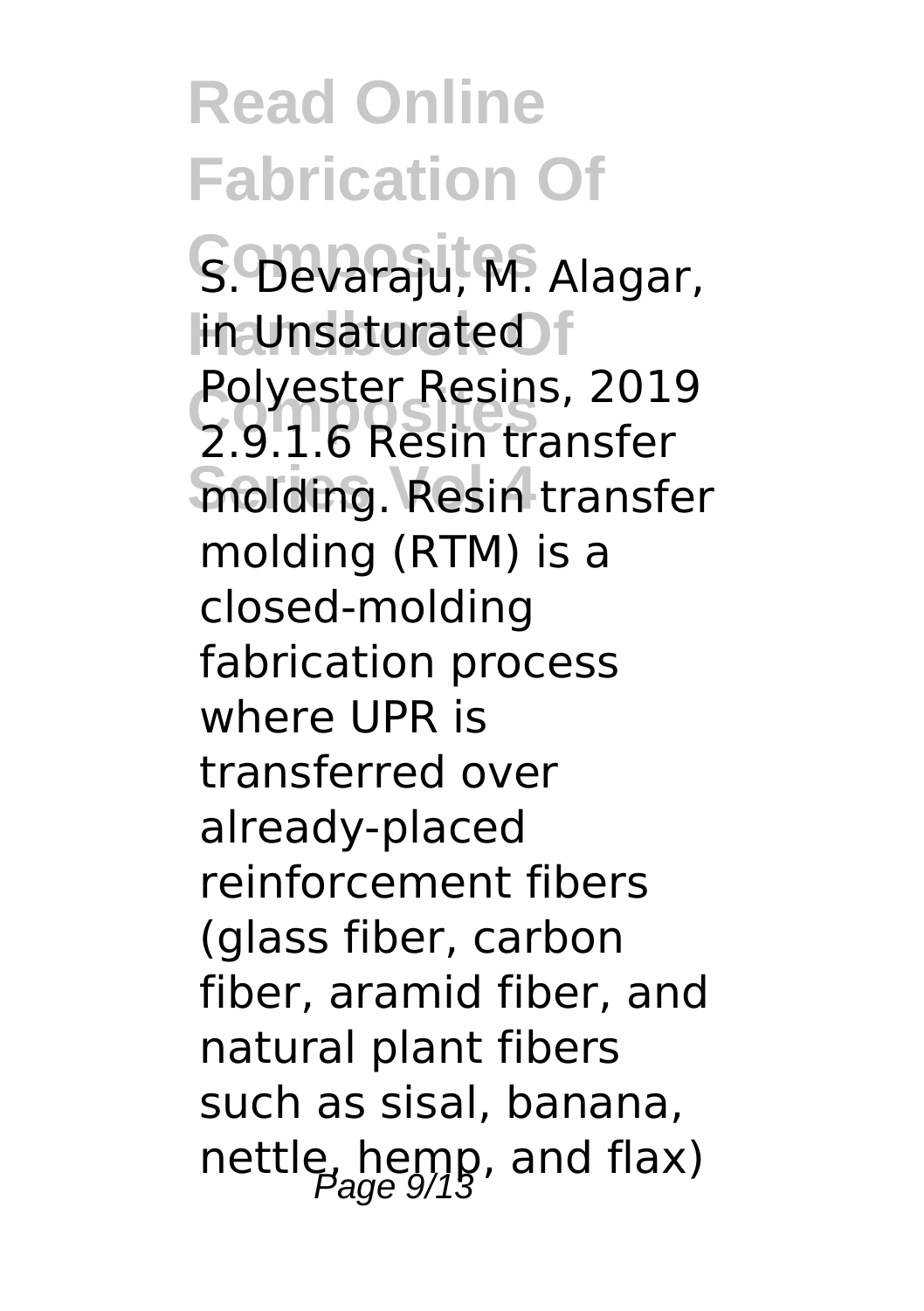S. Devaraju, M. Alagar, in Unsaturated Polyester Resins, 2019 2.9.1.6 Resin transfer molding. Resin transfer molding (RTM) is a closed-molding fabrication process where UPR is transferred over already-placed reinforcement fibers (glass fiber, carbon fiber, aramid fiber, and natural plant fibers such as sisal, banana, nettle, hemp, and flax)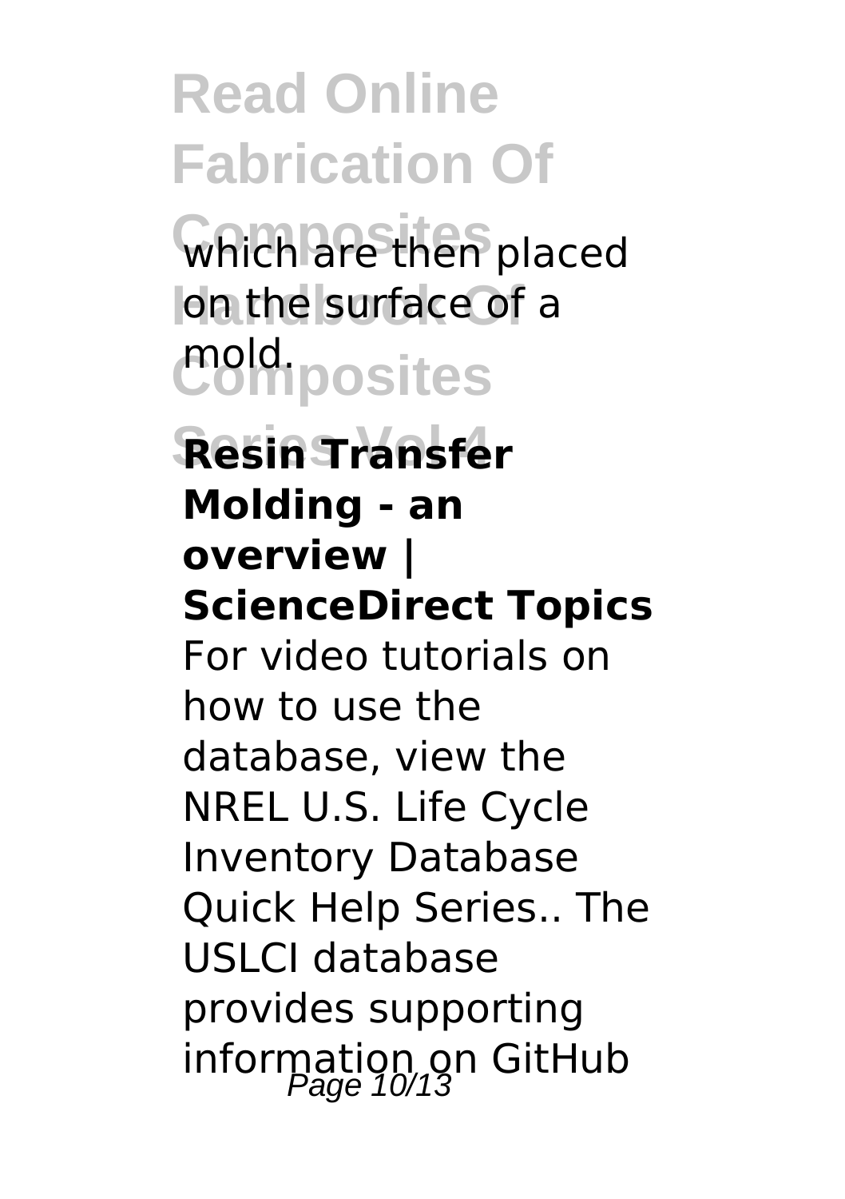which are then placed on the surface of a mold.

**Resin Transfer Molding - an overview | ScienceDirect Topics**

For video tutorials on how to use the database, view the NREL U.S. Life Cycle Inventory Database Quick Help Series.. The USLCI database provides supporting information on GitHub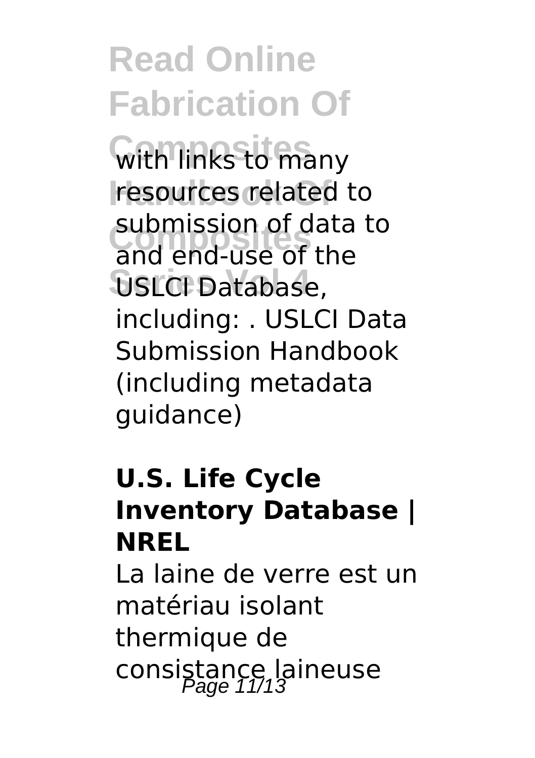with links to many resources related to submission of data to and end-use of the USLCI Database, including: . USLCI Data Submission Handbook (including metadata guidance)

**U.S. Life Cycle Inventory Database | NREL**

La laine de verre est un matériau isolant thermique de consistance laineuse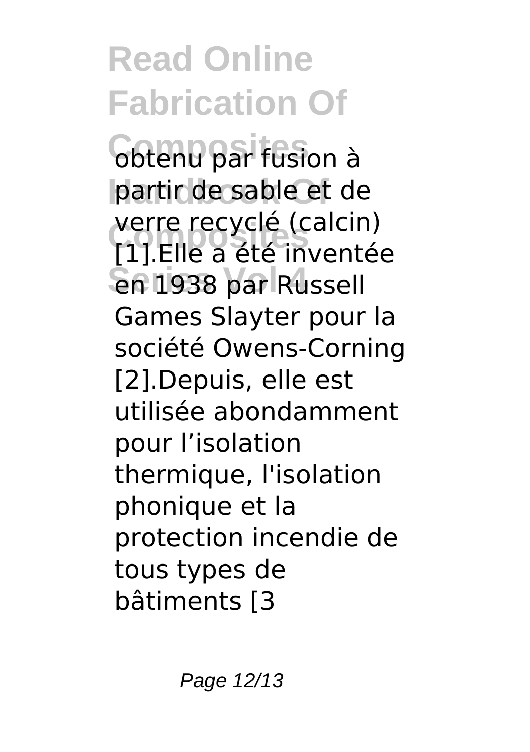obtenu par fusion à partir de sable et de verre recyclé (calcin) [1].Elle a été inventée en 1938 par Russell Games Slayter pour la société Owens-Corning [2].Depuis, elle est utilisée abondamment pour l'isolation thermique, l'isolation phonique et la protection incendie de tous types de bâtiments [3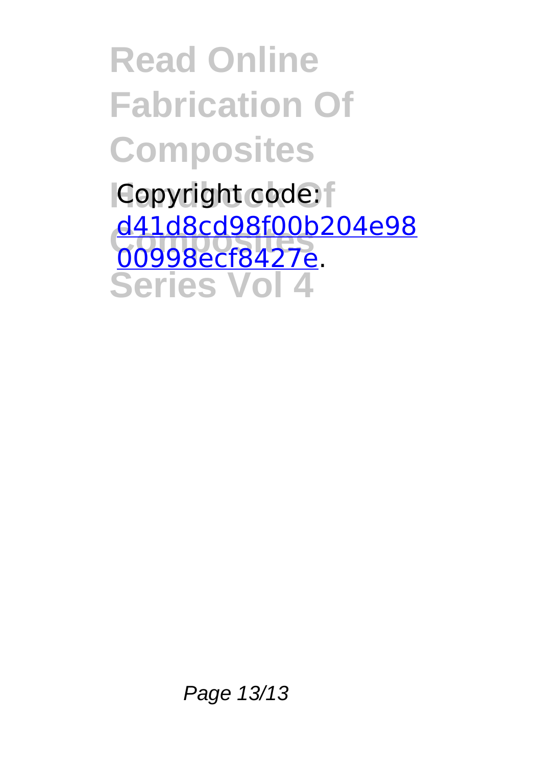Copyright code: [d41d8cd98f00b204e9800998ecf8427e](d41d8cd98f00b204e9800998ecf8427e).